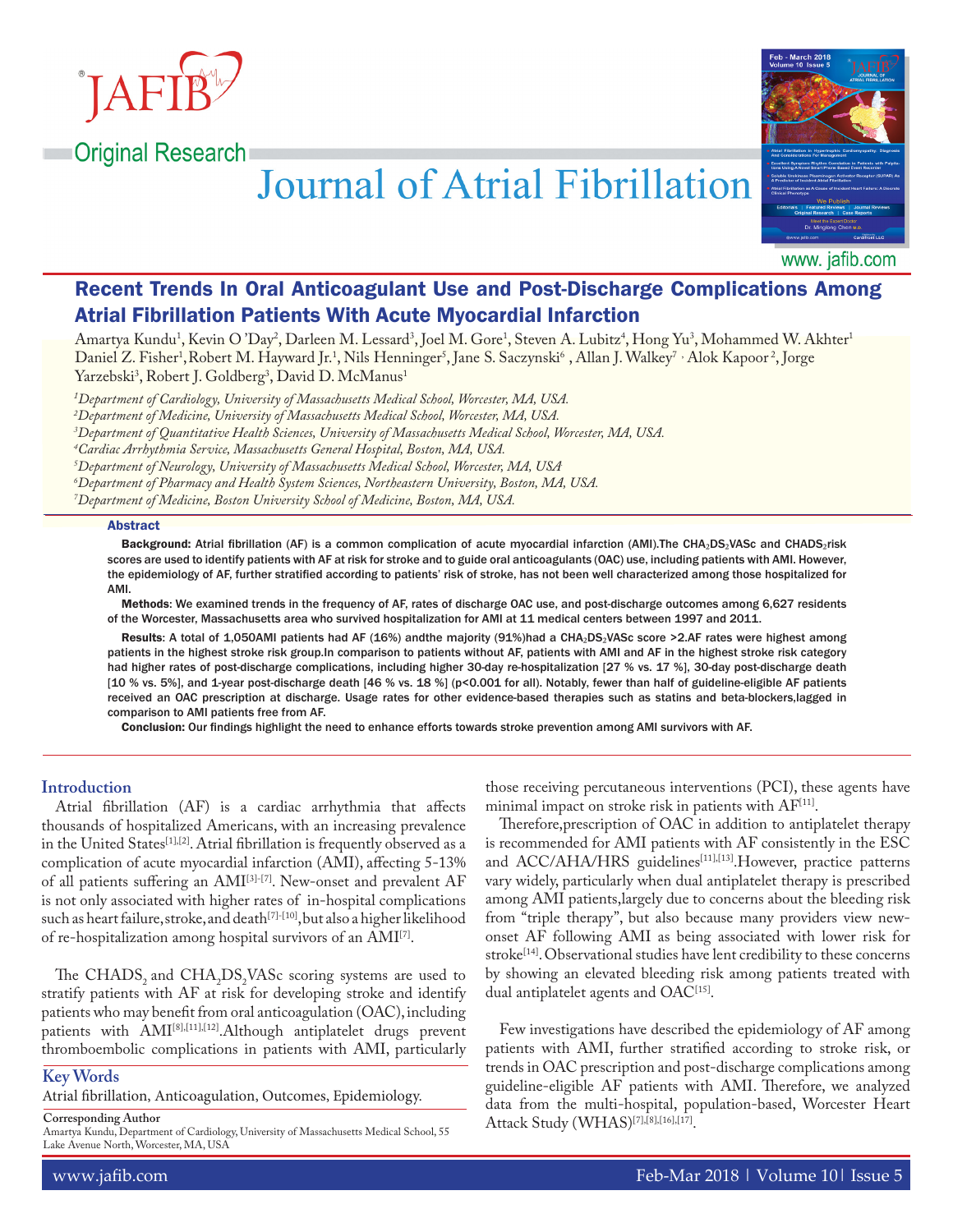Original Research

# Recent Trends In Oral Anticoagulant Use and Post-Discharge Complications Among Atrial Fibrillation Patients With Acute Myocardial Infarction

Amartya Kundu[1], Kevin O 'Day[2], Darleen M. Lessard[3], Joel M. Gore[1], Steven A. Lubitz[4], Hong Yu[3], Mohammed W. Akhter[1] Daniel Z. Fisher[1], Robert M. Hayward Jr.[1], Nils Henninger[5], Jane S. Saczynski[6], Allan J. Walkey[7], Alok Kapoor[2], Jorge Yarzebski[3], Robert J. Goldberg[3], David D. McManus[1]

*[1]Department of Cardiology, University of Massachusetts Medical School, Worcester, MA, USA.*
*[2]Department of Medicine, University of Massachusetts Medical School, Worcester, MA, USA.*
*[3]Department of Quantitative Health Sciences, University of Massachusetts Medical School, Worcester, MA, USA.*
*[4]Cardiac Arrhythmia Service, Massachusetts General Hospital, Boston, MA, USA.*
*[5]Department of Neurology, University of Massachusetts Medical School, Worcester, MA, USA*
*[6]Department of Pharmacy and Health System Sciences, Northeastern University, Boston, MA, USA.*
*[7]Department of Medicine, Boston University School of Medicine, Boston, MA, USA.*

## Abstract

**Background:** Atrial fibrillation (AF) is a common complication of acute myocardial infarction (AMI).The $CHA_2DS_2VASc$ and $CHADS_2$risk scores are used to identify patients with AF at risk for stroke and to guide oral anticoagulants (OAC) use, including patients with AMI. However, the epidemiology of AF, further stratified according to patients' risk of stroke, has not been well characterized among those hospitalized for AMI.

**Methods**: We examined trends in the frequency of AF, rates of discharge OAC use, and post-discharge outcomes among 6,627 residents of the Worcester, Massachusetts area who survived hospitalization for AMI at 11 medical centers between 1997 and 2011.

**Results**: A total of 1,050AMI patients had AF (16%) andthe majority (91%)had a $CHA_2DS_2VASc$ score >2.AF rates were highest among patients in the highest stroke risk group.In comparison to patients without AF, patients with AMI and AF in the highest stroke risk category had higher rates of post-discharge complications, including higher 30-day re-hospitalization [27 % vs. 17 %], 30-day post-discharge death [10 % vs. 5%], and 1-year post-discharge death [46 % vs. 18 %] (p<0.001 for all). Notably, fewer than half of guideline-eligible AF patients received an OAC prescription at discharge. Usage rates for other evidence-based therapies such as statins and beta-blockers,lagged in comparison to AMI patients free from AF.

**Conclusion:** Our findings highlight the need to enhance efforts towards stroke prevention among AMI survivors with AF.

## Introduction

Atrial fibrillation (AF) is a cardiac arrhythmia that affects thousands of hospitalized Americans, with an increasing prevalence in the United States[1],[2]. Atrial fibrillation is frequently observed as a complication of acute myocardial infarction (AMI), affecting 5-13% of all patients suffering an AMI[3]-[7]. New-onset and prevalent AF is not only associated with higher rates of in-hospital complications such as heart failure, stroke, and death[7]-[10], but also a higher likelihood of re-hospitalization among hospital survivors of an AMI[7].

The $CHADS_2$ and $CHA_2DS_2VASc$ scoring systems are used to stratify patients with AF at risk for developing stroke and identify patients who may benefit from oral anticoagulation (OAC), including patients with AMI[8],[11],[12].Although antiplatelet drugs prevent thromboembolic complications in patients with AMI, particularly those receiving percutaneous interventions (PCI), these agents have minimal impact on stroke risk in patients with AF[11].

Therefore,prescription of OAC in addition to antiplatelet therapy is recommended for AMI patients with AF consistently in the ESC and ACC/AHA/HRS guidelines[11],[13].However, practice patterns vary widely, particularly when dual antiplatelet therapy is prescribed among AMI patients,largely due to concerns about the bleeding risk from "triple therapy", but also because many providers view new-onset AF following AMI as being associated with lower risk for stroke[14]. Observational studies have lent credibility to these concerns by showing an elevated bleeding risk among patients treated with dual antiplatelet agents and OAC[15].

Few investigations have described the epidemiology of AF among patients with AMI, further stratified according to stroke risk, or trends in OAC prescription and post-discharge complications among guideline-eligible AF patients with AMI. Therefore, we analyzed data from the multi-hospital, population-based, Worcester Heart Attack Study (WHAS)[7],[8],[16],[17].

## Key Words

Atrial fibrillation, Anticoagulation, Outcomes, Epidemiology.

**Corresponding Author**
Amartya Kundu, Department of Cardiology, University of Massachusetts Medical School, 55 Lake Avenue North, Worcester, MA, USA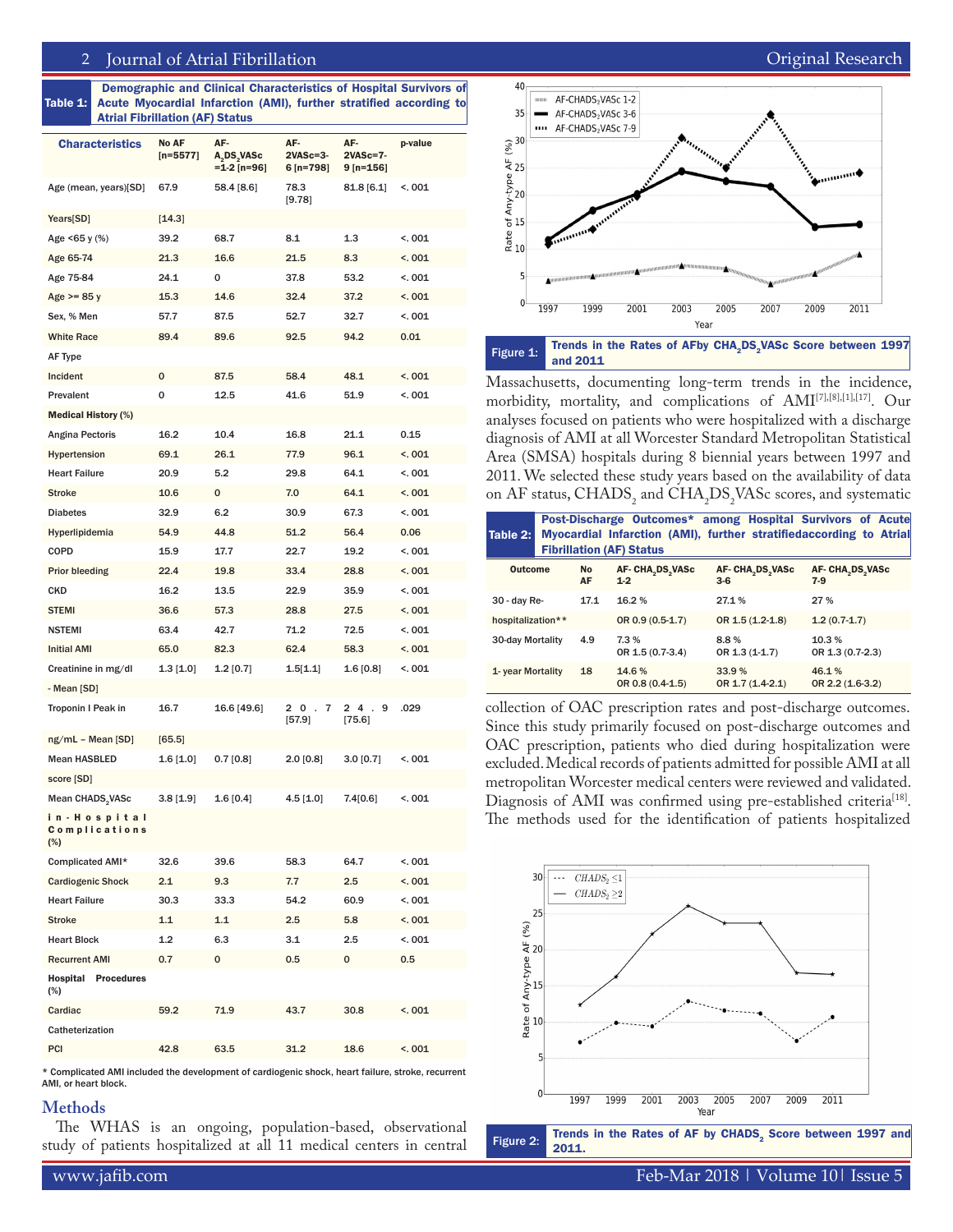**Table 1: Demographic and Clinical Characteristics of Hospital Survivors of Acute Myocardial Infarction (AMI), further stratified according to Atrial Fibrillation (AF) Status**

| Characteristics | No AF [n=5577] | AF-$A_2DS_2VASc$ =1-2 [n=96] | AF-2VASc=3-6 [n=798] | AF-2VASc=7-9 [n=156] | p-value |
|---|---|---|---|---|---|
| Age (mean, years)[SD] | 67.9 | 58.4 [8.6] | 78.3 [9.78] | 81.8 [6.1] | <. 001 |
| Years[SD] | [14.3] | | | | |
| Age <65 y (%) | 39.2 | 68.7 | 8.1 | 1.3 | <. 001 |
| Age 65-74 | 21.3 | 16.6 | 21.5 | 8.3 | <. 001 |
| Age 75-84 | 24.1 | 0 | 37.8 | 53.2 | <. 001 |
| Age >= 85 y | 15.3 | 14.6 | 32.4 | 37.2 | <. 001 |
| Sex, % Men | 57.7 | 87.5 | 52.7 | 32.7 | <. 001 |
| White Race | 89.4 | 89.6 | 92.5 | 94.2 | 0.01 |
| AF Type | | | | | |
| Incident | 0 | 87.5 | 58.4 | 48.1 | <. 001 |
| Prevalent | 0 | 12.5 | 41.6 | 51.9 | <. 001 |
| **Medical History (%)** | | | | | |
| Angina Pectoris | 16.2 | 10.4 | 16.8 | 21.1 | 0.15 |
| Hypertension | 69.1 | 26.1 | 77.9 | 96.1 | <. 001 |
| Heart Failure | 20.9 | 5.2 | 29.8 | 64.1 | <. 001 |
| Stroke | 10.6 | 0 | 7.0 | 64.1 | <. 001 |
| Diabetes | 32.9 | 6.2 | 30.9 | 67.3 | <. 001 |
| Hyperlipidemia | 54.9 | 44.8 | 51.2 | 56.4 | 0.06 |
| COPD | 15.9 | 17.7 | 22.7 | 19.2 | <. 001 |
| Prior bleeding | 22.4 | 19.8 | 33.4 | 28.8 | <. 001 |
| CKD | 16.2 | 13.5 | 22.9 | 35.9 | <. 001 |
| STEMI | 36.6 | 57.3 | 28.8 | 27.5 | <. 001 |
| NSTEMI | 63.4 | 42.7 | 71.2 | 72.5 | <. 001 |
| Initial AMI | 65.0 | 82.3 | 62.4 | 58.3 | <. 001 |
| Creatinine in mg/dl | 1.3 [1.0] | 1.2 [0.7] | 1.5[1.1] | 1.6 [0.8] | <. 001 |
| - Mean [SD] | | | | | |
| Troponin I Peak in | 16.7 | 16.6 [49.6] | 20.7 [57.9] | 24.9 [75.6] | .029 |
| ng/mL – Mean [SD] | [65.5] | | | | |
| Mean HASBLED | 1.6 [1.0] | 0.7 [0.8] | 2.0 [0.8] | 3.0 [0.7] | <. 001 |
| score [SD] | | | | | |
| Mean $CHADS_2VASc$ | 3.8 [1.9] | 1.6 [0.4] | 4.5 [1.0] | 7.4[0.6] | <. 001 |
| **in-Hospital Complications (%)** | | | | | |
| Complicated AMI* | 32.6 | 39.6 | 58.3 | 64.7 | <. 001 |
| Cardiogenic Shock | 2.1 | 9.3 | 7.7 | 2.5 | <. 001 |
| Heart Failure | 30.3 | 33.3 | 54.2 | 60.9 | <. 001 |
| Stroke | 1.1 | 1.1 | 2.5 | 5.8 | <. 001 |
| Heart Block | 1.2 | 6.3 | 3.1 | 2.5 | <. 001 |
| Recurrent AMI | 0.7 | 0 | 0.5 | 0 | 0.5 |
| **Hospital Procedures (%)** | | | | | |
| Cardiac | 59.2 | 71.9 | 43.7 | 30.8 | <. 001 |
| Catheterization | | | | | |
| PCI | 42.8 | 63.5 | 31.2 | 18.6 | <. 001 |

\* Complicated AMI included the development of cardiogenic shock, heart failure, stroke, recurrent AMI, or heart block.

## Methods

The WHAS is an ongoing, population-based, observational study of patients hospitalized at all 11 medical centers in central Massachusetts, documenting long-term trends in the incidence, morbidity, mortality, and complications of AMI[7],[8],[1],[17]. Our analyses focused on patients who were hospitalized with a discharge diagnosis of AMI at all Worcester Standard Metropolitan Statistical Area (SMSA) hospitals during 8 biennial years between 1997 and 2011. We selected these study years based on the availability of data on AF status, $CHADS_2$ and $CHA_2DS_2VASc$ scores, and systematic collection of OAC prescription rates and post-discharge outcomes. Since this study primarily focused on post-discharge outcomes and OAC prescription, patients who died during hospitalization were excluded. Medical records of patients admitted for possible AMI at all metropolitan Worcester medical centers were reviewed and validated. Diagnosis of AMI was confirmed using pre-established criteria[18]. The methods used for the identification of patients hospitalized

Figure 1: Trends in the Rates of AFby $CHA_2DS_2VASc$ Score between 1997 and 2011

**Table 2: Post-Discharge Outcomes* among Hospital Survivors of Acute Myocardial Infarction (AMI), further stratifiedaccording to Atrial Fibrillation (AF) Status**

| Outcome | No AF | AF- $CHA_2DS_2VASc$ 1-2 | AF- $CHA_2DS_2VASc$ 3-6 | AF- $CHA_2DS_2VASc$ 7-9 |
|---|---|---|---|---|
| 30 - day Re- | 17.1 | 16.2 % | 27.1 % | 27 % |
| hospitalization** | | OR 0.9 (0.5-1.7) | OR 1.5 (1.2-1.8) | 1.2 (0.7-1.7) |
| 30-day Mortality | 4.9 | 7.3 % OR 1.5 (0.7-3.4) | 8.8 % OR 1.3 (1-1.7) | 10.3 % OR 1.3 (0.7-2.3) |
| 1- year Mortality | 18 | 14.6 % OR 0.8 (0.4-1.5) | 33.9 % OR 1.7 (1.4-2.1) | 46.1 % OR 2.2 (1.6-3.2) |

Figure 2: Trends in the Rates of AF by $CHADS_2$ Score between 1997 and 2011.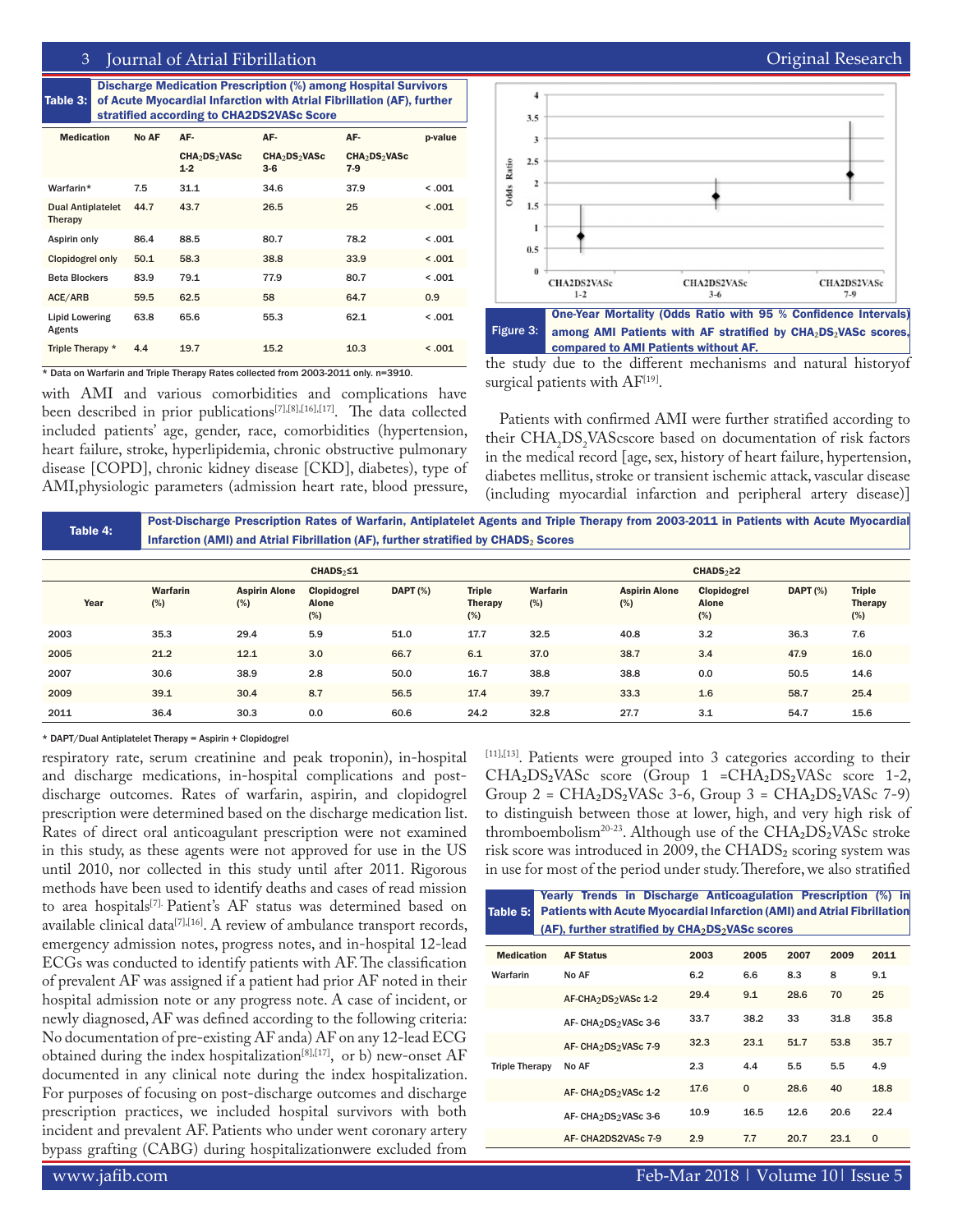Table 3: Discharge Medication Prescription (%) among Hospital Survivors of Acute Myocardial Infarction with Atrial Fibrillation (AF), further stratified according to CHA2DS2VASc Score

| Medication | No AF | AF-$CHA_2DS_2VASc$ 1-2 | AF-$CHA_2DS_2VASc$ 3-6 | AF-$CHA_2DS_2VASc$ 7-9 | p-value |
|---|---|---|---|---|---|
| Warfarin* | 7.5 | 31.1 | 34.6 | 37.9 | < .001 |
| Dual Antiplatelet Therapy | 44.7 | 43.7 | 26.5 | 25 | < .001 |
| Aspirin only | 86.4 | 88.5 | 80.7 | 78.2 | < .001 |
| Clopidogrel only | 50.1 | 58.3 | 38.8 | 33.9 | < .001 |
| Beta Blockers | 83.9 | 79.1 | 77.9 | 80.7 | < .001 |
| ACE/ARB | 59.5 | 62.5 | 58 | 64.7 | 0.9 |
| Lipid Lowering Agents | 63.8 | 65.6 | 55.3 | 62.1 | < .001 |
| Triple Therapy * | 4.4 | 19.7 | 15.2 | 10.3 | < .001 |

* Data on Warfarin and Triple Therapy Rates collected from 2003-2011 only. n=3910.

Figure 3: One-Year Mortality (Odds Ratio with 95 % Confidence Intervals) among AMI Patients with AF stratified by $CHA_2DS_2VASc$ scores, compared to AMI Patients without AF.

with AMI and various comorbidities and complications have been described in prior publications[7],[8],[16],[17]. The data collected included patients' age, gender, race, comorbidities (hypertension, heart failure, stroke, hyperlipidemia, chronic obstructive pulmonary disease [COPD], chronic kidney disease [CKD], diabetes), type of AMI,physiologic parameters (admission heart rate, blood pressure, respiratory rate, serum creatinine and peak troponin), in-hospital and discharge medications, in-hospital complications and post-discharge outcomes. Rates of warfarin, aspirin, and clopidogrel prescription were determined based on the discharge medication list. Rates of direct oral anticoagulant prescription were not examined in this study, as these agents were not approved for use in the US until 2010, nor collected in this study until after 2011. Rigorous methods have been used to identify deaths and cases of read mission to area hospitals[7]. Patient's AF status was determined based on available clinical data[7],[16]. A review of ambulance transport records, emergency admission notes, progress notes, and in-hospital 12-lead ECGs was conducted to identify patients with AF. The classification of prevalent AF was assigned if a patient had prior AF noted in their hospital admission note or any progress note. A case of incident, or newly diagnosed, AF was defined according to the following criteria: No documentation of pre-existing AF anda) AF on any 12-lead ECG obtained during the index hospitalization[8],[17], or b) new-onset AF documented in any clinical note during the index hospitalization. For purposes of focusing on post-discharge outcomes and discharge prescription practices, we included hospital survivors with both incident and prevalent AF. Patients who under went coronary artery bypass grafting (CABG) during hospitalizationwere excluded from the study due to the different mechanisms and natural historyof surgical patients with AF[19].

Patients with confirmed AMI were further stratified according to their $CHA_2DS_2VASc$score based on documentation of risk factors in the medical record [age, sex, history of heart failure, hypertension, diabetes mellitus, stroke or transient ischemic attack, vascular disease (including myocardial infarction and peripheral artery disease)] [11],[13]. Patients were grouped into 3 categories according to their $CHA_2DS_2VASc$ score (Group 1 =$CHA_2DS_2VASc$ score 1-2, Group 2 = $CHA_2DS_2VASc$ 3-6, Group 3 = $CHA_2DS_2VASc$ 7-9) to distinguish between those at lower, high, and very high risk of thromboembolism[20-23]. Although use of the $CHA_2DS_2VASc$ stroke risk score was introduced in 2009, the $CHADS_2$ scoring system was in use for most of the period under study. Therefore, we also stratified

Table 4: Post-Discharge Prescription Rates of Warfarin, Antiplatelet Agents and Triple Therapy from 2003-2011 in Patients with Acute Myocardial Infarction (AMI) and Atrial Fibrillation (AF), further stratified by $CHADS_2$ Scores

| | $CHADS_2 \leq 1$ | | | | | $CHADS_2 \geq 2$ | | | | |
|---|---|---|---|---|---|---|---|---|---|---|
| Year | Warfarin (%) | Aspirin Alone (%) | Clopidogrel Alone (%) | DAPT (%) | Triple Therapy (%) | Warfarin (%) | Aspirin Alone (%) | Clopidogrel Alone (%) | DAPT (%) | Triple Therapy (%) |
| 2003 | 35.3 | 29.4 | 5.9 | 51.0 | 17.7 | 32.5 | 40.8 | 3.2 | 36.3 | 7.6 |
| 2005 | 21.2 | 12.1 | 3.0 | 66.7 | 6.1 | 37.0 | 38.7 | 3.4 | 47.9 | 16.0 |
| 2007 | 30.6 | 38.9 | 2.8 | 50.0 | 16.7 | 38.8 | 38.8 | 0.0 | 50.5 | 14.6 |
| 2009 | 39.1 | 30.4 | 8.7 | 56.5 | 17.4 | 39.7 | 33.3 | 1.6 | 58.7 | 25.4 |
| 2011 | 36.4 | 30.3 | 0.0 | 60.6 | 24.2 | 32.8 | 27.7 | 3.1 | 54.7 | 15.6 |

* DAPT/Dual Antiplatelet Therapy = Aspirin + Clopidogrel

Table 5: Yearly Trends in Discharge Anticoagulation Prescription (%) in Patients with Acute Myocardial Infarction (AMI) and Atrial Fibrillation (AF), further stratified by $CHA_2DS_2VASc$ scores

| Medication | AF Status | 2003 | 2005 | 2007 | 2009 | 2011 |
|---|---|---|---|---|---|---|
| Warfarin | No AF | 6.2 | 6.6 | 8.3 | 8 | 9.1 |
| | AF-$CHA_2DS_2VASc$ 1-2 | 29.4 | 9.1 | 28.6 | 70 | 25 |
| | AF- $CHA_2DS_2VASc$ 3-6 | 33.7 | 38.2 | 33 | 31.8 | 35.8 |
| | AF- $CHA_2DS_2VASc$ 7-9 | 32.3 | 23.1 | 51.7 | 53.8 | 35.7 |
| Triple Therapy | No AF | 2.3 | 4.4 | 5.5 | 5.5 | 4.9 |
| | AF- $CHA_2DS_2VASc$ 1-2 | 17.6 | 0 | 28.6 | 40 | 18.8 |
| | AF- $CHA_2DS_2VASc$ 3-6 | 10.9 | 16.5 | 12.6 | 20.6 | 22.4 |
| | AF- CHA2DS2VASc 7-9 | 2.9 | 7.7 | 20.7 | 23.1 | 0 |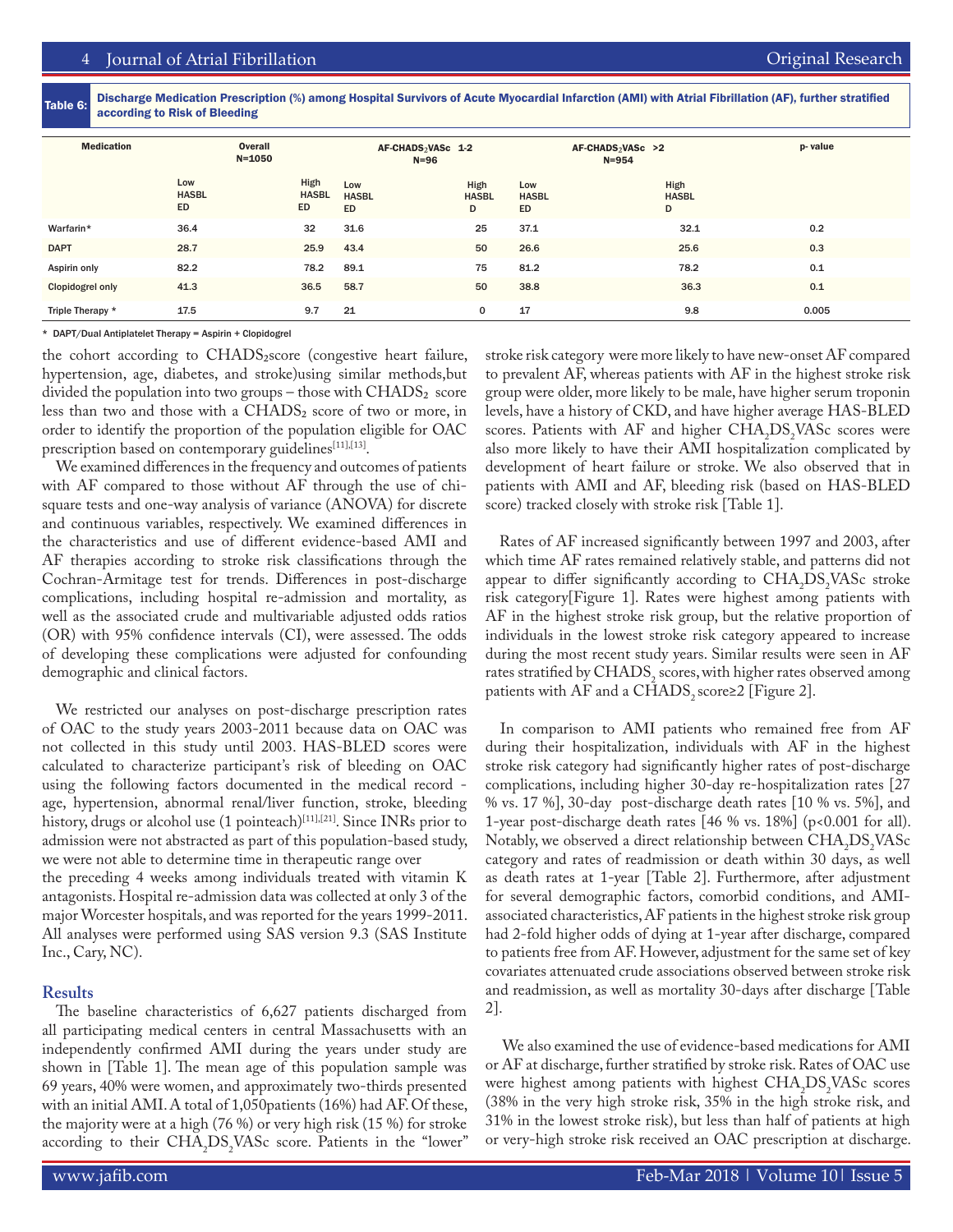**Table 6:** Discharge Medication Prescription (%) among Hospital Survivors of Acute Myocardial Infarction (AMI) with Atrial Fibrillation (AF), further stratified according to Risk of Bleeding

| Medication | Overall N=1050 | | AF-CHADS$_2$VASc 1-2 N=96 | | AF-CHADS$_2$VASc >2 N=954 | | p- value |
|---|---|---|---|---|---|---|---|
| | Low HASBLED | High HASBLED | Low HASBLED | High HASBLED | Low HASBLED | High HASBLED | |
| Warfarin* | 36.4 | 32 | 31.6 | 25 | 37.1 | 32.1 | 0.2 |
| DAPT | 28.7 | 25.9 | 43.4 | 50 | 26.6 | 25.6 | 0.3 |
| Aspirin only | 82.2 | 78.2 | 89.1 | 75 | 81.2 | 78.2 | 0.1 |
| Clopidogrel only | 41.3 | 36.5 | 58.7 | 50 | 38.8 | 36.3 | 0.1 |
| Triple Therapy * | 17.5 | 9.7 | 21 | 0 | 17 | 9.8 | 0.005 |

\* DAPT/Dual Antiplatelet Therapy = Aspirin + Clopidogrel

the cohort according to CHADS$_2$score (congestive heart failure, hypertension, age, diabetes, and stroke)using similar methods,but divided the population into two groups – those with CHADS$_2$ score less than two and those with a CHADS$_2$ score of two or more, in order to identify the proportion of the population eligible for OAC prescription based on contemporary guidelines[11],[13].

We examined differences in the frequency and outcomes of patients with AF compared to those without AF through the use of chi-square tests and one-way analysis of variance (ANOVA) for discrete and continuous variables, respectively. We examined differences in the characteristics and use of different evidence-based AMI and AF therapies according to stroke risk classifications through the Cochran-Armitage test for trends. Differences in post-discharge complications, including hospital re-admission and mortality, as well as the associated crude and multivariable adjusted odds ratios (OR) with 95% confidence intervals (CI), were assessed. The odds of developing these complications were adjusted for confounding demographic and clinical factors.

We restricted our analyses on post-discharge prescription rates of OAC to the study years 2003-2011 because data on OAC was not collected in this study until 2003. HAS-BLED scores were calculated to characterize participant's risk of bleeding on OAC using the following factors documented in the medical record - age, hypertension, abnormal renal/liver function, stroke, bleeding history, drugs or alcohol use (1 pointeach)[11],[21]. Since INRs prior to admission were not abstracted as part of this population-based study, we were not able to determine time in therapeutic range over the preceding 4 weeks among individuals treated with vitamin K antagonists. Hospital re-admission data was collected at only 3 of the major Worcester hospitals, and was reported for the years 1999-2011. All analyses were performed using SAS version 9.3 (SAS Institute Inc., Cary, NC).

## Results

The baseline characteristics of 6,627 patients discharged from all participating medical centers in central Massachusetts with an independently confirmed AMI during the years under study are shown in [Table 1]. The mean age of this population sample was 69 years, 40% were women, and approximately two-thirds presented with an initial AMI. A total of 1,050patients (16%) had AF. Of these, the majority were at a high (76 %) or very high risk (15 %) for stroke according to their CHA$_2$DS$_2$VASc score. Patients in the "lower" stroke risk category were more likely to have new-onset AF compared to prevalent AF, whereas patients with AF in the highest stroke risk group were older, more likely to be male, have higher serum troponin levels, have a history of CKD, and have higher average HAS-BLED scores. Patients with AF and higher CHA$_2$DS$_2$VASc scores were also more likely to have their AMI hospitalization complicated by development of heart failure or stroke. We also observed that in patients with AMI and AF, bleeding risk (based on HAS-BLED score) tracked closely with stroke risk [Table 1].

Rates of AF increased significantly between 1997 and 2003, after which time AF rates remained relatively stable, and patterns did not appear to differ significantly according to CHA$_2$DS$_2$VASc stroke risk category[Figure 1]. Rates were highest among patients with AF in the highest stroke risk group, but the relative proportion of individuals in the lowest stroke risk category appeared to increase during the most recent study years. Similar results were seen in AF rates stratified by CHADS$_2$ scores, with higher rates observed among patients with AF and a CHADS$_2$ score≥2 [Figure 2].

In comparison to AMI patients who remained free from AF during their hospitalization, individuals with AF in the highest stroke risk category had significantly higher rates of post-discharge complications, including higher 30-day re-hospitalization rates [27 % vs. 17 %], 30-day post-discharge death rates [10 % vs. 5%], and 1-year post-discharge death rates [46 % vs. 18%] (p<0.001 for all). Notably, we observed a direct relationship between CHA$_2$DS$_2$VASc category and rates of readmission or death within 30 days, as well as death rates at 1-year [Table 2]. Furthermore, after adjustment for several demographic factors, comorbid conditions, and AMI-associated characteristics, AF patients in the highest stroke risk group had 2-fold higher odds of dying at 1-year after discharge, compared to patients free from AF. However, adjustment for the same set of key covariates attenuated crude associations observed between stroke risk and readmission, as well as mortality 30-days after discharge [Table 2].

We also examined the use of evidence-based medications for AMI or AF at discharge, further stratified by stroke risk. Rates of OAC use were highest among patients with highest CHA$_2$DS$_2$VASc scores (38% in the very high stroke risk, 35% in the high stroke risk, and 31% in the lowest stroke risk), but less than half of patients at high or very-high stroke risk received an OAC prescription at discharge.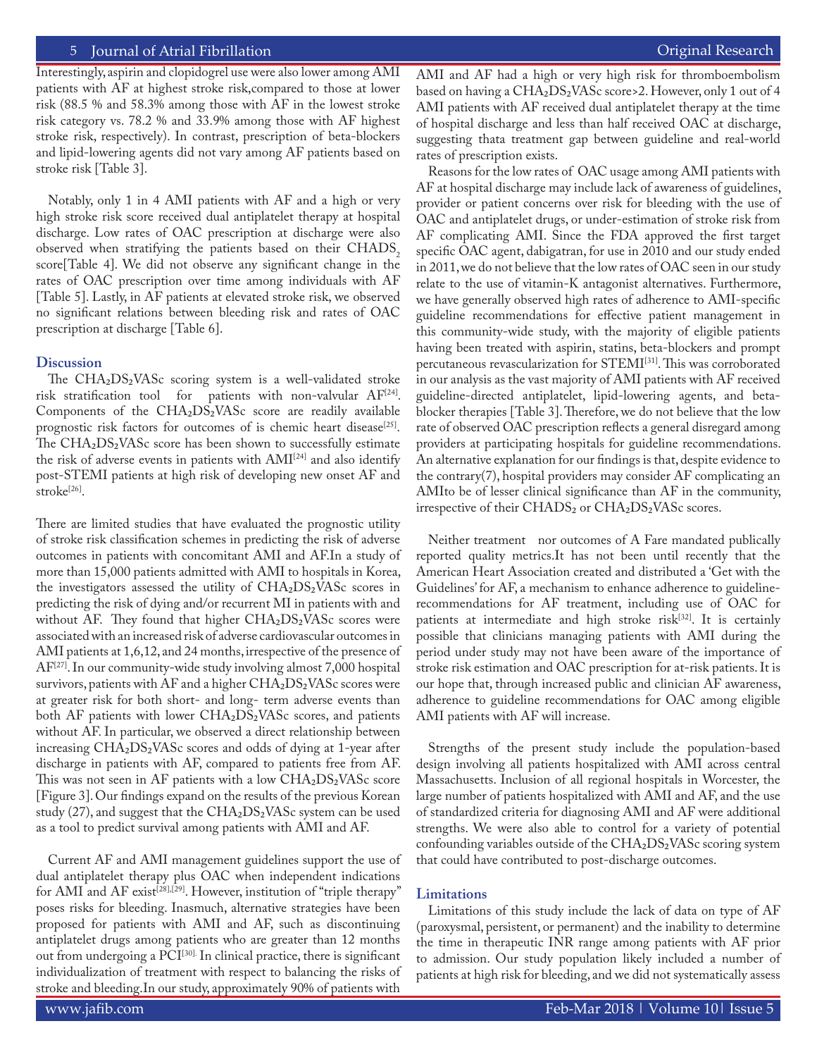Interestingly, aspirin and clopidogrel use were also lower among AMI patients with AF at highest stroke risk,compared to those at lower risk (88.5 % and 58.3% among those with AF in the lowest stroke risk category vs. 78.2 % and 33.9% among those with AF highest stroke risk, respectively). In contrast, prescription of beta-blockers and lipid-lowering agents did not vary among AF patients based on stroke risk [Table 3].

Notably, only 1 in 4 AMI patients with AF and a high or very high stroke risk score received dual antiplatelet therapy at hospital discharge. Low rates of OAC prescription at discharge were also observed when stratifying the patients based on their $CHADS_2$ score[Table 4]. We did not observe any significant change in the rates of OAC prescription over time among individuals with AF [Table 5]. Lastly, in AF patients at elevated stroke risk, we observed no significant relations between bleeding risk and rates of OAC prescription at discharge [Table 6].

## Discussion

The $CHA_2DS_2VASc$ scoring system is a well-validated stroke risk stratification tool for patients with non-valvular AF[24]. Components of the $CHA_2DS_2VASc$ score are readily available prognostic risk factors for outcomes of is chemic heart disease[25]. The $CHA_2DS_2VASc$ score has been shown to successfully estimate the risk of adverse events in patients with AMI[24] and also identify post-STEMI patients at high risk of developing new onset AF and stroke[26].

There are limited studies that have evaluated the prognostic utility of stroke risk classification schemes in predicting the risk of adverse outcomes in patients with concomitant AMI and AF.In a study of more than 15,000 patients admitted with AMI to hospitals in Korea, the investigators assessed the utility of $CHA_2DS_2VASc$ scores in predicting the risk of dying and/or recurrent MI in patients with and without AF. They found that higher $CHA_2DS_2VASc$ scores were associated with an increased risk of adverse cardiovascular outcomes in AMI patients at 1,6,12, and 24 months, irrespective of the presence of AF[27]. In our community-wide study involving almost 7,000 hospital survivors, patients with AF and a higher $CHA_2DS_2VASc$ scores were at greater risk for both short- and long- term adverse events than both AF patients with lower $CHA_2DS_2VASc$ scores, and patients without AF. In particular, we observed a direct relationship between increasing $CHA_2DS_2VASc$ scores and odds of dying at 1-year after discharge in patients with AF, compared to patients free from AF. This was not seen in AF patients with a low $CHA_2DS_2VASc$ score [Figure 3]. Our findings expand on the results of the previous Korean study (27), and suggest that the $CHA_2DS_2VASc$ system can be used as a tool to predict survival among patients with AMI and AF.

Current AF and AMI management guidelines support the use of dual antiplatelet therapy plus OAC when independent indications for AMI and AF exist[28],[29]. However, institution of "triple therapy" poses risks for bleeding. Inasmuch, alternative strategies have been proposed for patients with AMI and AF, such as discontinuing antiplatelet drugs among patients who are greater than 12 months out from undergoing a PCI[30]. In clinical practice, there is significant individualization of treatment with respect to balancing the risks of stroke and bleeding.In our study, approximately 90% of patients with AMI and AF had a high or very high risk for thromboembolism based on having a $CHA_2DS_2VASc$ score>2. However, only 1 out of 4 AMI patients with AF received dual antiplatelet therapy at the time of hospital discharge and less than half received OAC at discharge, suggesting thata treatment gap between guideline and real-world rates of prescription exists.

Reasons for the low rates of OAC usage among AMI patients with AF at hospital discharge may include lack of awareness of guidelines, provider or patient concerns over risk for bleeding with the use of OAC and antiplatelet drugs, or under-estimation of stroke risk from AF complicating AMI. Since the FDA approved the first target specific OAC agent, dabigatran, for use in 2010 and our study ended in 2011, we do not believe that the low rates of OAC seen in our study relate to the use of vitamin-K antagonist alternatives. Furthermore, we have generally observed high rates of adherence to AMI-specific guideline recommendations for effective patient management in this community-wide study, with the majority of eligible patients having been treated with aspirin, statins, beta-blockers and prompt percutaneous revascularization for STEMI[31]. This was corroborated in our analysis as the vast majority of AMI patients with AF received guideline-directed antiplatelet, lipid-lowering agents, and beta-blocker therapies [Table 3]. Therefore, we do not believe that the low rate of observed OAC prescription reflects a general disregard among providers at participating hospitals for guideline recommendations. An alternative explanation for our findings is that, despite evidence to the contrary(7), hospital providers may consider AF complicating an AMIto be of lesser clinical significance than AF in the community, irrespective of their $CHADS_2$ or $CHA_2DS_2VASc$ scores.

Neither treatment nor outcomes of A Fare mandated publically reported quality metrics.It has not been until recently that the American Heart Association created and distributed a 'Get with the Guidelines' for AF, a mechanism to enhance adherence to guideline-recommendations for AF treatment, including use of OAC for patients at intermediate and high stroke risk[32]. It is certainly possible that clinicians managing patients with AMI during the period under study may not have been aware of the importance of stroke risk estimation and OAC prescription for at-risk patients. It is our hope that, through increased public and clinician AF awareness, adherence to guideline recommendations for OAC among eligible AMI patients with AF will increase.

Strengths of the present study include the population-based design involving all patients hospitalized with AMI across central Massachusetts. Inclusion of all regional hospitals in Worcester, the large number of patients hospitalized with AMI and AF, and the use of standardized criteria for diagnosing AMI and AF were additional strengths. We were also able to control for a variety of potential confounding variables outside of the $CHA_2DS_2VASc$ scoring system that could have contributed to post-discharge outcomes.

## Limitations

Limitations of this study include the lack of data on type of AF (paroxysmal, persistent, or permanent) and the inability to determine the time in therapeutic INR range among patients with AF prior to admission. Our study population likely included a number of patients at high risk for bleeding, and we did not systematically assess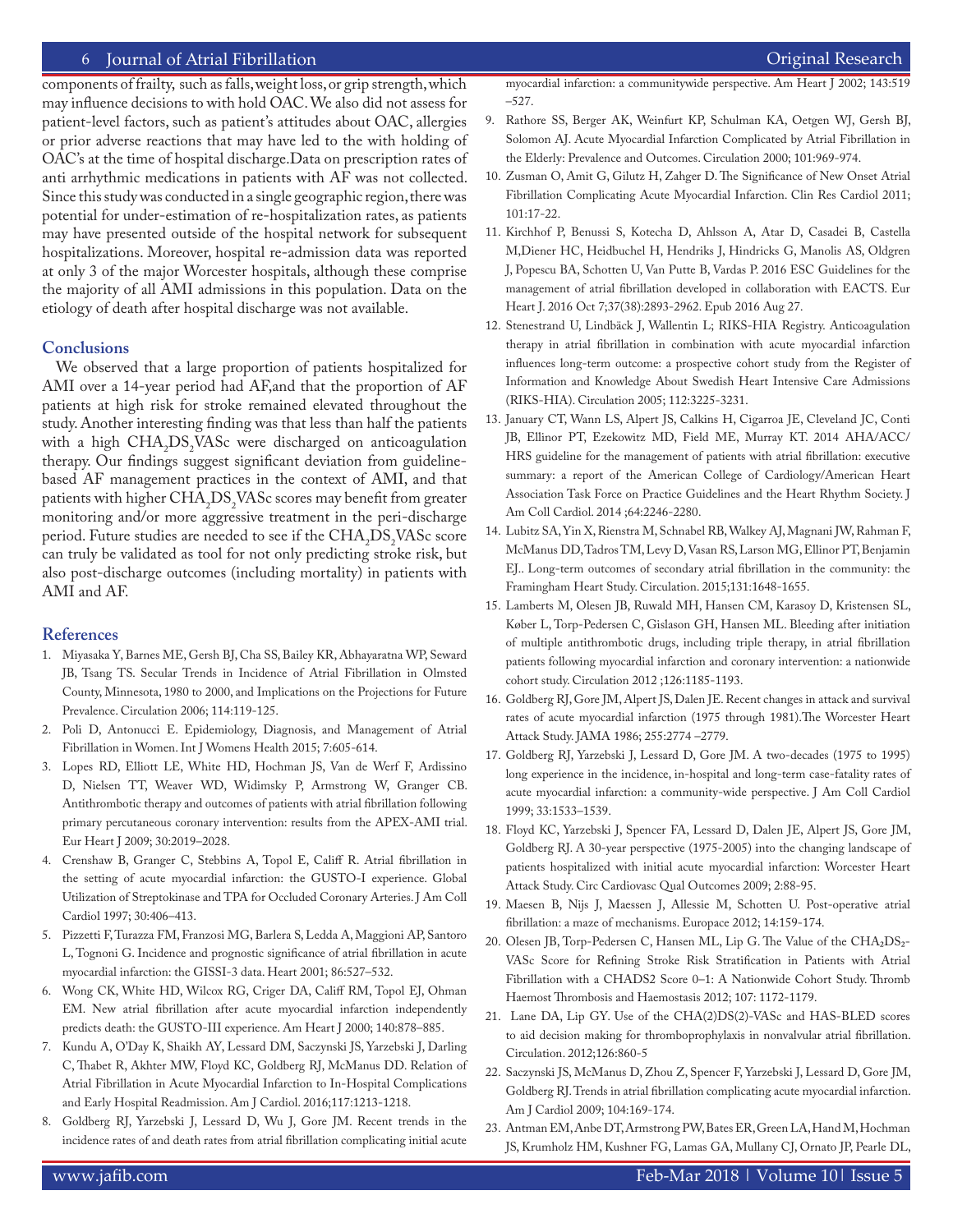components of frailty, such as falls, weight loss, or grip strength, which may influence decisions to with hold OAC. We also did not assess for patient-level factors, such as patient's attitudes about OAC, allergies or prior adverse reactions that may have led to the with holding of OAC's at the time of hospital discharge.Data on prescription rates of anti arrhythmic medications in patients with AF was not collected. Since this study was conducted in a single geographic region, there was potential for under-estimation of re-hospitalization rates, as patients may have presented outside of the hospital network for subsequent hospitalizations. Moreover, hospital re-admission data was reported at only 3 of the major Worcester hospitals, although these comprise the majority of all AMI admissions in this population. Data on the etiology of death after hospital discharge was not available.

## Conclusions

We observed that a large proportion of patients hospitalized for AMI over a 14-year period had AF,and that the proportion of AF patients at high risk for stroke remained elevated throughout the study. Another interesting finding was that less than half the patients with a high $CHA_2DS_2VASc$ were discharged on anticoagulation therapy. Our findings suggest significant deviation from guideline-based AF management practices in the context of AMI, and that patients with higher $CHA_2DS_2VASc$ scores may benefit from greater monitoring and/or more aggressive treatment in the peri-discharge period. Future studies are needed to see if the $CHA_2DS_2VASc$ score can truly be validated as tool for not only predicting stroke risk, but also post-discharge outcomes (including mortality) in patients with AMI and AF.

## References

1. Miyasaka Y, Barnes ME, Gersh BJ, Cha SS, Bailey KR, Abhayaratna WP, Seward JB, Tsang TS. Secular Trends in Incidence of Atrial Fibrillation in Olmsted County, Minnesota, 1980 to 2000, and Implications on the Projections for Future Prevalence. Circulation 2006; 114:119-125.
2. Poli D, Antonucci E. Epidemiology, Diagnosis, and Management of Atrial Fibrillation in Women. Int J Womens Health 2015; 7:605-614.
3. Lopes RD, Elliott LE, White HD, Hochman JS, Van de Werf F, Ardissino D, Nielsen TT, Weaver WD, Widimsky P, Armstrong W, Granger CB. Antithrombotic therapy and outcomes of patients with atrial fibrillation following primary percutaneous coronary intervention: results from the APEX-AMI trial. Eur Heart J 2009; 30:2019–2028.
4. Crenshaw B, Granger C, Stebbins A, Topol E, Califf R. Atrial fibrillation in the setting of acute myocardial infarction: the GUSTO-I experience. Global Utilization of Streptokinase and TPA for Occluded Coronary Arteries. J Am Coll Cardiol 1997; 30:406–413.
5. Pizzetti F, Turazza FM, Franzosi MG, Barlera S, Ledda A, Maggioni AP, Santoro L, Tognoni G. Incidence and prognostic significance of atrial fibrillation in acute myocardial infarction: the GISSI-3 data. Heart 2001; 86:527–532.
6. Wong CK, White HD, Wilcox RG, Criger DA, Califf RM, Topol EJ, Ohman EM. New atrial fibrillation after acute myocardial infarction independently predicts death: the GUSTO-III experience. Am Heart J 2000; 140:878–885.
7. Kundu A, O'Day K, Shaikh AY, Lessard DM, Saczynski JS, Yarzebski J, Darling C, Thabet R, Akhter MW, Floyd KC, Goldberg RJ, McManus DD. Relation of Atrial Fibrillation in Acute Myocardial Infarction to In-Hospital Complications and Early Hospital Readmission. Am J Cardiol. 2016;117:1213-1218.
8. Goldberg RJ, Yarzebski J, Lessard D, Wu J, Gore JM. Recent trends in the incidence rates of and death rates from atrial fibrillation complicating initial acute myocardial infarction: a communitywide perspective. Am Heart J 2002; 143:519 –527.
9. Rathore SS, Berger AK, Weinfurt KP, Schulman KA, Oetgen WJ, Gersh BJ, Solomon AJ. Acute Myocardial Infarction Complicated by Atrial Fibrillation in the Elderly: Prevalence and Outcomes. Circulation 2000; 101:969-974.
10. Zusman O, Amit G, Gilutz H, Zahger D. The Significance of New Onset Atrial Fibrillation Complicating Acute Myocardial Infarction. Clin Res Cardiol 2011; 101:17-22.
11. Kirchhof P, Benussi S, Kotecha D, Ahlsson A, Atar D, Casadei B, Castella M,Diener HC, Heidbuchel H, Hendriks J, Hindricks G, Manolis AS, Oldgren J, Popescu BA, Schotten U, Van Putte B, Vardas P. 2016 ESC Guidelines for the management of atrial fibrillation developed in collaboration with EACTS. Eur Heart J. 2016 Oct 7;37(38):2893-2962. Epub 2016 Aug 27.
12. Stenestrand U, Lindbäck J, Wallentin L; RIKS-HIA Registry. Anticoagulation therapy in atrial fibrillation in combination with acute myocardial infarction influences long-term outcome: a prospective cohort study from the Register of Information and Knowledge About Swedish Heart Intensive Care Admissions (RIKS-HIA). Circulation 2005; 112:3225-3231.
13. January CT, Wann LS, Alpert JS, Calkins H, Cigarroa JE, Cleveland JC, Conti JB, Ellinor PT, Ezekowitz MD, Field ME, Murray KT. 2014 AHA/ACC/HRS guideline for the management of patients with atrial fibrillation: executive summary: a report of the American College of Cardiology/American Heart Association Task Force on Practice Guidelines and the Heart Rhythm Society. J Am Coll Cardiol. 2014 ;64:2246-2280.
14. Lubitz SA, Yin X, Rienstra M, Schnabel RB, Walkey AJ, Magnani JW, Rahman F, McManus DD, Tadros TM, Levy D, Vasan RS, Larson MG, Ellinor PT, Benjamin EJ.. Long-term outcomes of secondary atrial fibrillation in the community: the Framingham Heart Study. Circulation. 2015;131:1648-1655.
15. Lamberts M, Olesen JB, Ruwald MH, Hansen CM, Karasoy D, Kristensen SL, Køber L, Torp-Pedersen C, Gislason GH, Hansen ML. Bleeding after initiation of multiple antithrombotic drugs, including triple therapy, in atrial fibrillation patients following myocardial infarction and coronary intervention: a nationwide cohort study. Circulation 2012 ;126:1185-1193.
16. Goldberg RJ, Gore JM, Alpert JS, Dalen JE. Recent changes in attack and survival rates of acute myocardial infarction (1975 through 1981).The Worcester Heart Attack Study. JAMA 1986; 255:2774 –2779.
17. Goldberg RJ, Yarzebski J, Lessard D, Gore JM. A two-decades (1975 to 1995) long experience in the incidence, in-hospital and long-term case-fatality rates of acute myocardial infarction: a community-wide perspective. J Am Coll Cardiol 1999; 33:1533–1539.
18. Floyd KC, Yarzebski J, Spencer FA, Lessard D, Dalen JE, Alpert JS, Gore JM, Goldberg RJ. A 30-year perspective (1975-2005) into the changing landscape of patients hospitalized with initial acute myocardial infarction: Worcester Heart Attack Study. Circ Cardiovasc Qual Outcomes 2009; 2:88-95.
19. Maesen B, Nijs J, Maessen J, Allessie M, Schotten U. Post-operative atrial fibrillation: a maze of mechanisms. Europace 2012; 14:159-174.
20. Olesen JB, Torp-Pedersen C, Hansen ML, Lip G. The Value of the $CHA_2DS_2$-VASc Score for Refining Stroke Risk Stratification in Patients with Atrial Fibrillation with a CHADS2 Score 0–1: A Nationwide Cohort Study. Thromb Haemost Thrombosis and Haemostasis 2012; 107: 1172-1179.
21. Lane DA, Lip GY. Use of the CHA(2)DS(2)-VASc and HAS-BLED scores to aid decision making for thromboprophylaxis in nonvalvular atrial fibrillation. Circulation. 2012;126:860-5
22. Saczynski JS, McManus D, Zhou Z, Spencer F, Yarzebski J, Lessard D, Gore JM, Goldberg RJ. Trends in atrial fibrillation complicating acute myocardial infarction. Am J Cardiol 2009; 104:169-174.
23. Antman EM, Anbe DT, Armstrong PW, Bates ER, Green LA, Hand M, Hochman JS, Krumholz HM, Kushner FG, Lamas GA, Mullany CJ, Ornato JP, Pearle DL,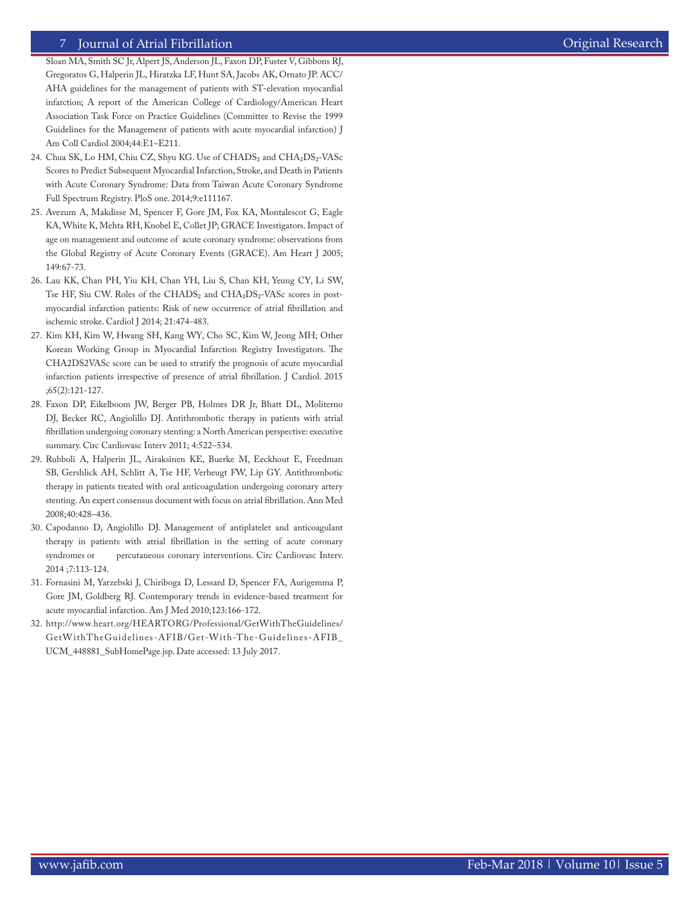Sloan MA, Smith SC Jr, Alpert JS, Anderson JL, Faxon DP, Fuster V, Gibbons RJ, Gregoratos G, Halperin JL, Hiratzka LF, Hunt SA, Jacobs AK, Ornato JP. ACC/AHA guidelines for the management of patients with ST-elevation myocardial infarction; A report of the American College of Cardiology/American Heart Association Task Force on Practice Guidelines (Committee to Revise the 1999 Guidelines for the Management of patients with acute myocardial infarction) J Am Coll Cardiol 2004;44:E1–E211.

24. Chua SK, Lo HM, Chiu CZ, Shyu KG. Use of $CHADS_2$ and $CHA_2DS_2$-VASc Scores to Predict Subsequent Myocardial Infarction, Stroke, and Death in Patients with Acute Coronary Syndrome: Data from Taiwan Acute Coronary Syndrome Full Spectrum Registry. PloS one. 2014;9:e111167.
25. Avezum A, Makdisse M, Spencer F, Gore JM, Fox KA, Montalescot G, Eagle KA, White K, Mehta RH, Knobel E, Collet JP; GRACE Investigators. Impact of age on management and outcome of acute coronary syndrome: observations from the Global Registry of Acute Coronary Events (GRACE). Am Heart J 2005; 149:67-73.
26. Lau KK, Chan PH, Yiu KH, Chan YH, Liu S, Chan KH, Yeung CY, Li SW, Tse HF, Siu CW. Roles of the $CHADS_2$ and $CHA_2DS_2$-VASc scores in post-myocardial infarction patients: Risk of new occurrence of atrial fibrillation and ischemic stroke. Cardiol J 2014; 21:474-483.
27. Kim KH, Kim W, Hwang SH, Kang WY, Cho SC, Kim W, Jeong MH; Other Korean Working Group in Myocardial Infarction Registry Investigators. The CHA2DS2VASc score can be used to stratify the prognosis of acute myocardial infarction patients irrespective of presence of atrial fibrillation. J Cardiol. 2015 ;65(2):121-127.
28. Faxon DP, Eikelboom JW, Berger PB, Holmes DR Jr, Bhatt DL, Moliterno DJ, Becker RC, Angiolillo DJ. Antithrombotic therapy in patients with atrial fibrillation undergoing coronary stenting: a North American perspective: executive summary. Circ Cardiovasc Interv 2011; 4:522–534.
29. Rubboli A, Halperin JL, Airaksinen KE, Buerke M, Eeckhout E, Freedman SB, Gershlick AH, Schlitt A, Tse HF, Verheugt FW, Lip GY. Antithrombotic therapy in patients treated with oral anticoagulation undergoing coronary artery stenting. An expert consensus document with focus on atrial fibrillation. Ann Med 2008;40:428–436.
30. Capodanno D, Angiolillo DJ. Management of antiplatelet and anticoagulant therapy in patients with atrial fibrillation in the setting of acute coronary syndromes or percutaneous coronary interventions. Circ Cardiovasc Interv. 2014 ;7:113-124.
31. Fornasini M, Yarzebski J, Chiriboga D, Lessard D, Spencer FA, Aurigemma P, Gore JM, Goldberg RJ. Contemporary trends in evidence-based treatment for acute myocardial infarction. Am J Med 2010;123:166-172.
32. http://www.heart.org/HEARTORG/Professional/GetWithTheGuidelines/GetWithTheGuidelines-AFIB/Get-With-The-Guidelines-AFIB_UCM_448881_SubHomePage.jsp. Date accessed: 13 July 2017.